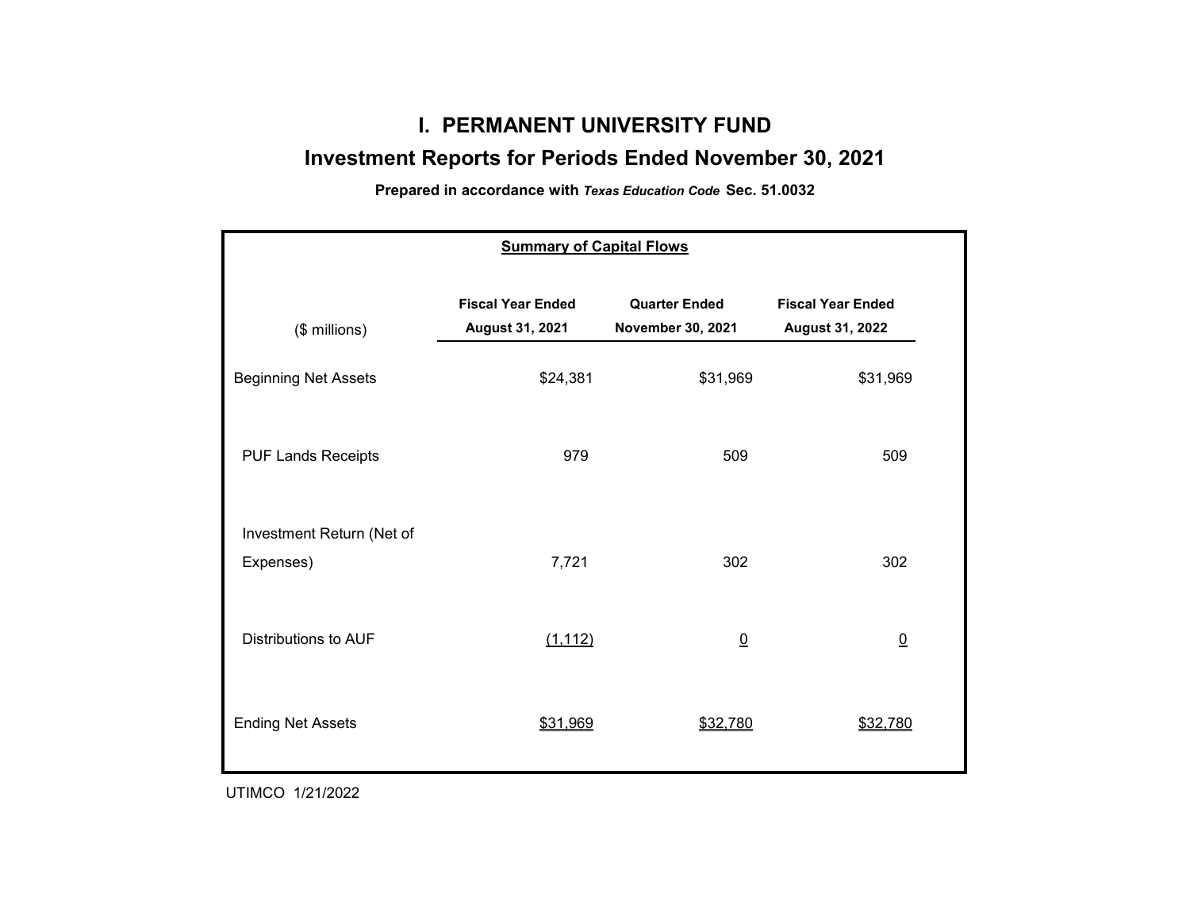# I. PERMANENT UNIVERSITY FUND

## Investment Reports for Periods Ended November 30, 2021

**Prepared in accordance with *Texas Education Code* Sec. 51.0032**

**Summary of Capital Flows**

| ($ millions) | Fiscal Year Ended August 31, 2021 | Quarter Ended November 30, 2021 | Fiscal Year Ended August 31, 2022 |
|---|---|---|---|
| Beginning Net Assets | $24,381 | $31,969 | $31,969 |
| PUF Lands Receipts | 979 | 509 | 509 |
| Investment Return (Net of Expenses) | 7,721 | 302 | 302 |
| Distributions to AUF | (1,112) | 0 | 0 |
| Ending Net Assets | $31,969 | $32,780 | $32,780 |

UTIMCO 1/21/2022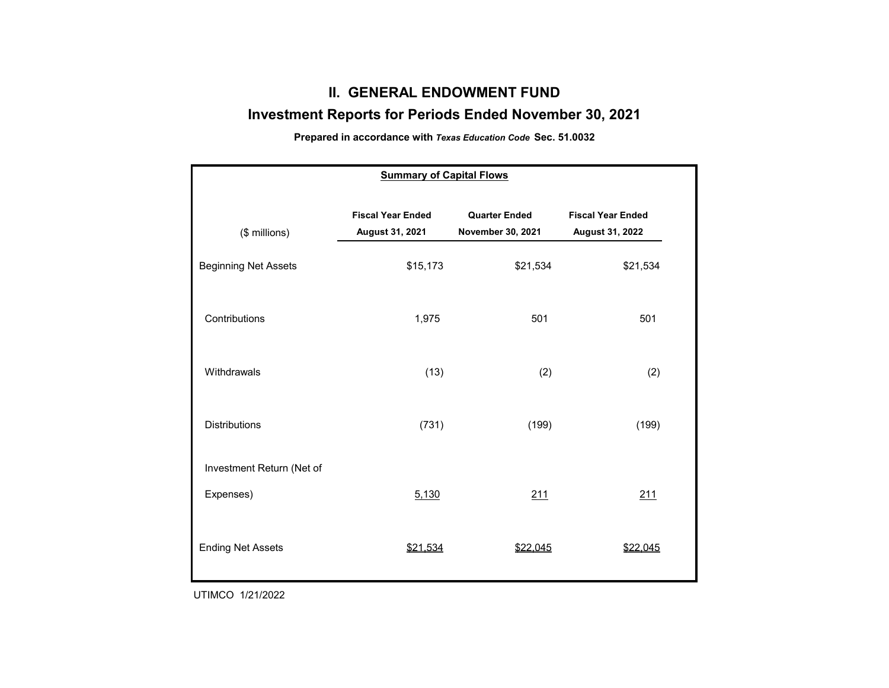# II. GENERAL ENDOWMENT FUND

## Investment Reports for Periods Ended November 30, 2021

**Prepared in accordance with *Texas Education Code* Sec. 51.0032**

**Summary of Capital Flows**

| ($ millions) | Fiscal Year Ended August 31, 2021 | Quarter Ended November 30, 2021 | Fiscal Year Ended August 31, 2022 |
|---|---|---|---|
| Beginning Net Assets | $15,173 | $21,534 | $21,534 |
| Contributions | 1,975 | 501 | 501 |
| Withdrawals | (13) | (2) | (2) |
| Distributions | (731) | (199) | (199) |
| Investment Return (Net of Expenses) | 5,130 | 211 | 211 |
| Ending Net Assets | $21,534 | $22,045 | $22,045 |

UTIMCO 1/21/2022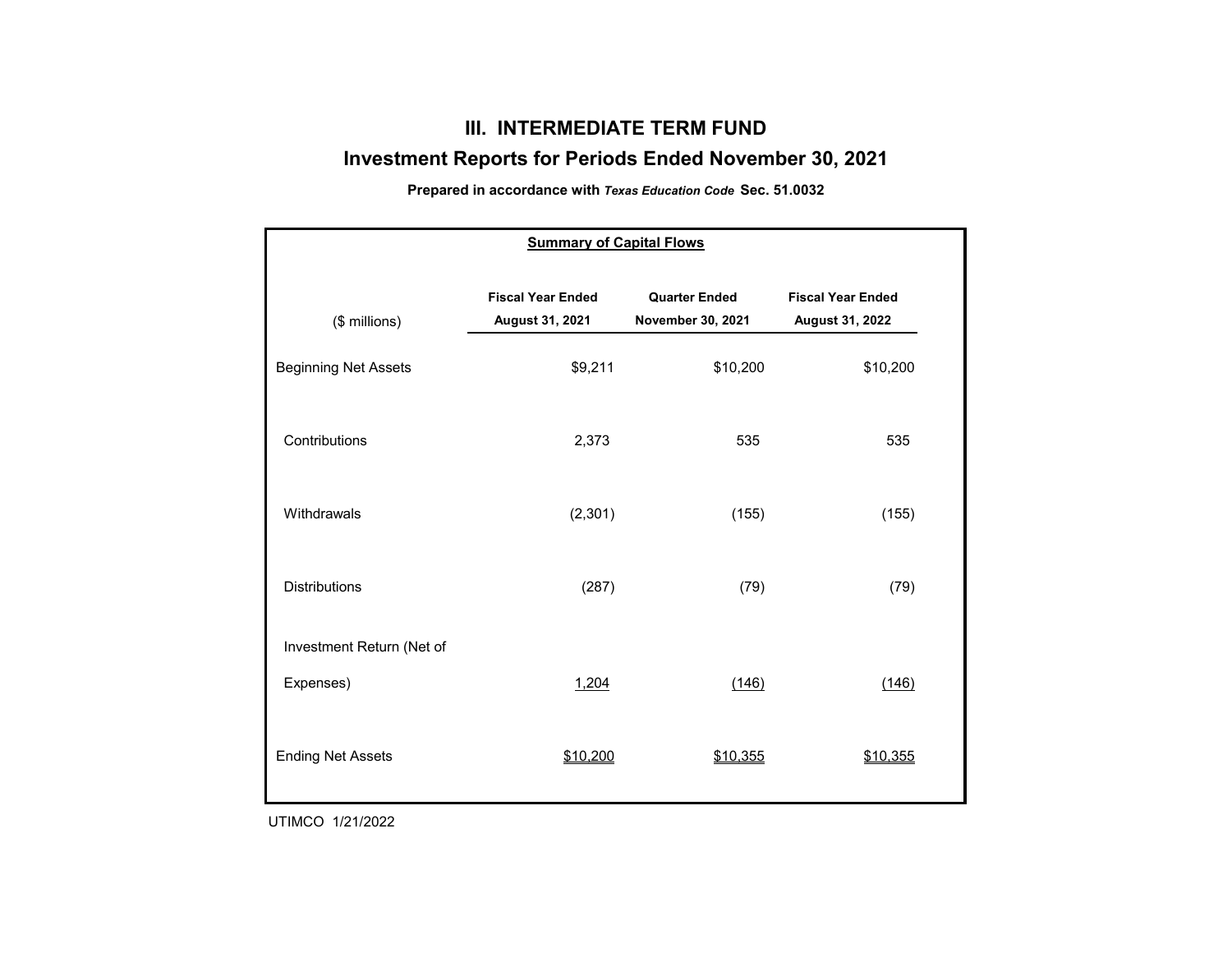# III. INTERMEDIATE TERM FUND

## Investment Reports for Periods Ended November 30, 2021

**Prepared in accordance with *Texas Education Code* Sec. 51.0032**

**Summary of Capital Flows**

| ($ millions) | Fiscal Year Ended August 31, 2021 | Quarter Ended November 30, 2021 | Fiscal Year Ended August 31, 2022 |
|---|---|---|---|
| Beginning Net Assets | $9,211 | $10,200 | $10,200 |
| Contributions | 2,373 | 535 | 535 |
| Withdrawals | (2,301) | (155) | (155) |
| Distributions | (287) | (79) | (79) |
| Investment Return (Net of Expenses) | 1,204 | (146) | (146) |
| Ending Net Assets | $10,200 | $10,355 | $10,355 |

UTIMCO 1/21/2022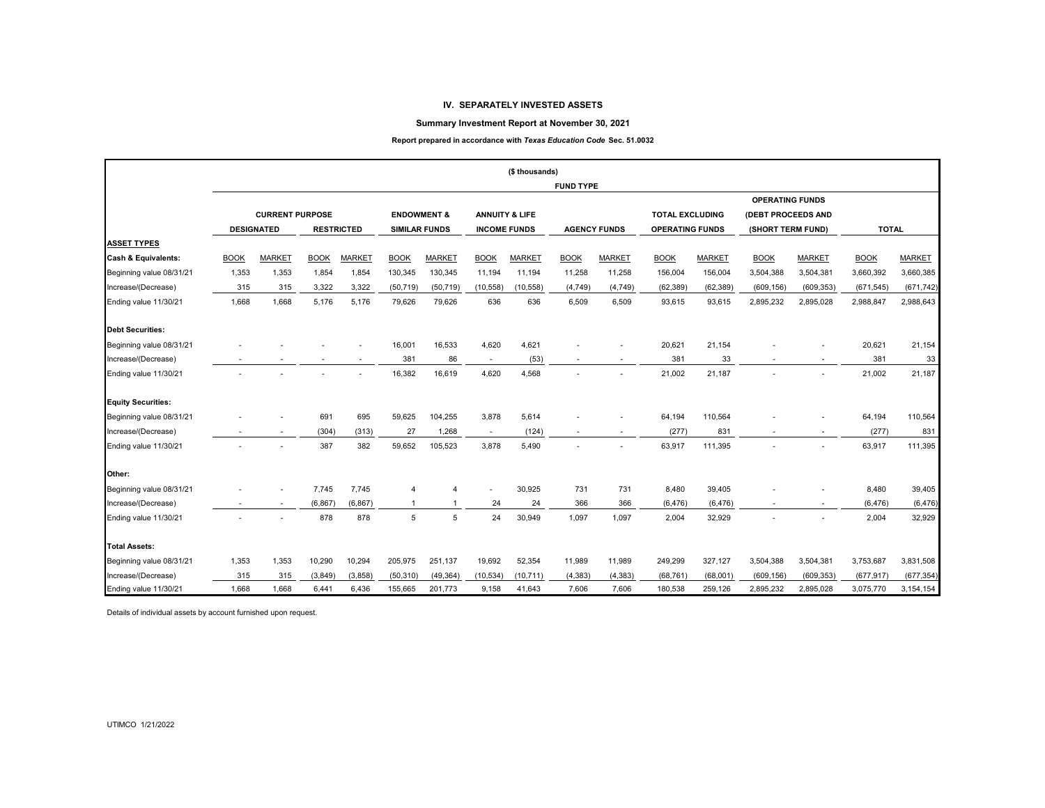# IV. SEPARATELY INVESTED ASSETS

## Summary Investment Report at November 30, 2021

**Report prepared in accordance with *Texas Education Code* Sec. 51.0032**

($ thousands)

| | FUND TYPE | | | | | | | | | | | | | | | |
|---|---|---|---|---|---|---|---|---|---|---|---|---|---|---|---|---|
| | CURRENT PURPOSE | | | | ENDOWMENT & | | ANNUITY & LIFE | | | | TOTAL EXCLUDING | | OPERATING FUNDS (DEBT PROCEEDS AND | | | |
| | DESIGNATED | | RESTRICTED | | SIMILAR FUNDS | | INCOME FUNDS | | AGENCY FUNDS | | OPERATING FUNDS | | (SHORT TERM FUND) | | TOTAL | |
| **ASSET TYPES** | | | | | | | | | | | | | | | | |
| **Cash & Equivalents:** | BOOK | MARKET | BOOK | MARKET | BOOK | MARKET | BOOK | MARKET | BOOK | MARKET | BOOK | MARKET | BOOK | MARKET | BOOK | MARKET |
| Beginning value 08/31/21 | 1,353 | 1,353 | 1,854 | 1,854 | 130,345 | 130,345 | 11,194 | 11,194 | 11,258 | 11,258 | 156,004 | 156,004 | 3,504,388 | 3,504,381 | 3,660,392 | 3,660,385 |
| Increase/(Decrease) | 315 | 315 | 3,322 | 3,322 | (50,719) | (50,719) | (10,558) | (10,558) | (4,749) | (4,749) | (62,389) | (62,389) | (609,156) | (609,353) | (671,545) | (671,742) |
| Ending value 11/30/21 | 1,668 | 1,668 | 5,176 | 5,176 | 79,626 | 79,626 | 636 | 636 | 6,509 | 6,509 | 93,615 | 93,615 | 2,895,232 | 2,895,028 | 2,988,847 | 2,988,643 |
| **Debt Securities:** | | | | | | | | | | | | | | | | |
| Beginning value 08/31/21 | - | - | - | - | 16,001 | 16,533 | 4,620 | 4,621 | - | - | 20,621 | 21,154 | - | - | 20,621 | 21,154 |
| Increase/(Decrease) | - | - | - | - | 381 | 86 | - | (53) | - | - | 381 | 33 | - | - | 381 | 33 |
| Ending value 11/30/21 | - | - | - | - | 16,382 | 16,619 | 4,620 | 4,568 | - | - | 21,002 | 21,187 | - | - | 21,002 | 21,187 |
| **Equity Securities:** | | | | | | | | | | | | | | | | |
| Beginning value 08/31/21 | - | - | 691 | 695 | 59,625 | 104,255 | 3,878 | 5,614 | - | - | 64,194 | 110,564 | - | - | 64,194 | 110,564 |
| Increase/(Decrease) | - | - | (304) | (313) | 27 | 1,268 | - | (124) | - | - | (277) | 831 | - | - | (277) | 831 |
| Ending value 11/30/21 | - | - | 387 | 382 | 59,652 | 105,523 | 3,878 | 5,490 | - | - | 63,917 | 111,395 | - | - | 63,917 | 111,395 |
| **Other:** | | | | | | | | | | | | | | | | |
| Beginning value 08/31/21 | - | - | 7,745 | 7,745 | 4 | 4 | - | 30,925 | 731 | 731 | 8,480 | 39,405 | - | - | 8,480 | 39,405 |
| Increase/(Decrease) | - | - | (6,867) | (6,867) | 1 | 1 | 24 | 24 | 366 | 366 | (6,476) | (6,476) | - | - | (6,476) | (6,476) |
| Ending value 11/30/21 | - | - | 878 | 878 | 5 | 5 | 24 | 30,949 | 1,097 | 1,097 | 2,004 | 32,929 | - | - | 2,004 | 32,929 |
| **Total Assets:** | | | | | | | | | | | | | | | | |
| Beginning value 08/31/21 | 1,353 | 1,353 | 10,290 | 10,294 | 205,975 | 251,137 | 19,692 | 52,354 | 11,989 | 11,989 | 249,299 | 327,127 | 3,504,388 | 3,504,381 | 3,753,687 | 3,831,508 |
| Increase/(Decrease) | 315 | 315 | (3,849) | (3,858) | (50,310) | (49,364) | (10,534) | (10,711) | (4,383) | (4,383) | (68,761) | (68,001) | (609,156) | (609,353) | (677,917) | (677,354) |
| Ending value 11/30/21 | 1,668 | 1,668 | 6,441 | 6,436 | 155,665 | 201,773 | 9,158 | 41,643 | 7,606 | 7,606 | 180,538 | 259,126 | 2,895,232 | 2,895,028 | 3,075,770 | 3,154,154 |

Details of individual assets by account furnished upon request.

UTIMCO 1/21/2022